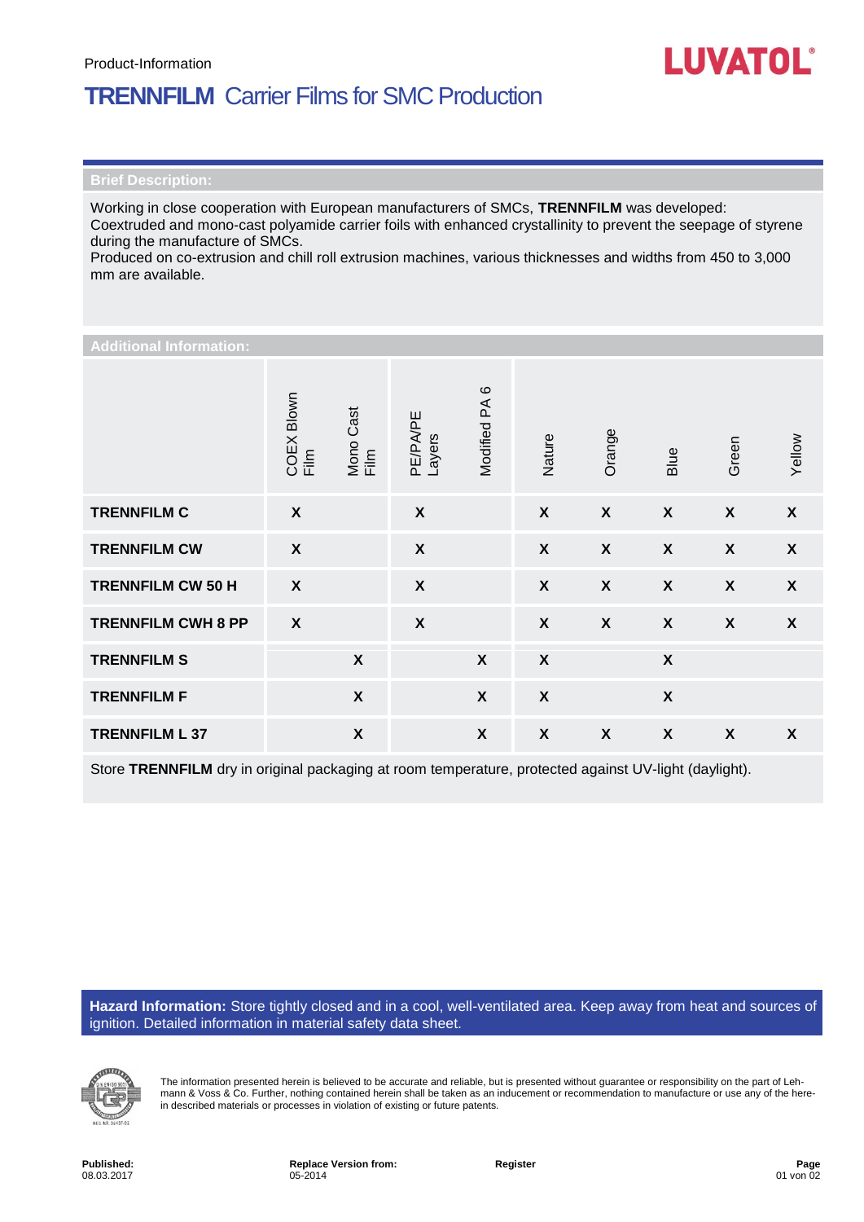Product-Information

LUVATOL®

# TRENNFILM Carrier Films for SMC Production

## Brief Description:

Working in close cooperation with European manufacturers of SMCs, **TRENNFILM** was developed:
Coextruded and mono-cast polyamide carrier foils with enhanced crystallinity to prevent the seepage of styrene during the manufacture of SMCs.
Produced on co-extrusion and chill roll extrusion machines, various thicknesses and widths from 450 to 3,000 mm are available.

## Additional Information:

| | COEX Blown Film | Mono Cast Film | PE/PA/PE Layers | Modified PA 6 | Nature | Orange | Blue | Green | Yellow |
|---|---|---|---|---|---|---|---|---|---|
| **TRENNFILM C** | X | | X | | X | X | X | X | X |
| **TRENNFILM CW** | X | | X | | X | X | X | X | X |
| **TRENNFILM CW 50 H** | X | | X | | X | X | X | X | X |
| **TRENNFILM CWH 8 PP** | X | | X | | X | X | X | X | X |
| **TRENNFILM S** | | X | | X | X | | X | | |
| **TRENNFILM F** | | X | | X | X | | X | | |
| **TRENNFILM L 37** | | X | | X | X | X | X | X | X |

Store **TRENNFILM** dry in original packaging at room temperature, protected against UV-light (daylight).

**Hazard Information:** Store tightly closed and in a cool, well-ventilated area. Keep away from heat and sources of ignition. Detailed information in material safety data sheet.

The information presented herein is believed to be accurate and reliable, but is presented without guarantee or responsibility on the part of Lehmann & Voss & Co. Further, nothing contained herein shall be taken as an inducement or recommendation to manufacture or use any of the herein described materials or processes in violation of existing or future patents.

**Published:** 08.03.2017 | **Replace Version from:** 05-2014 | **Register**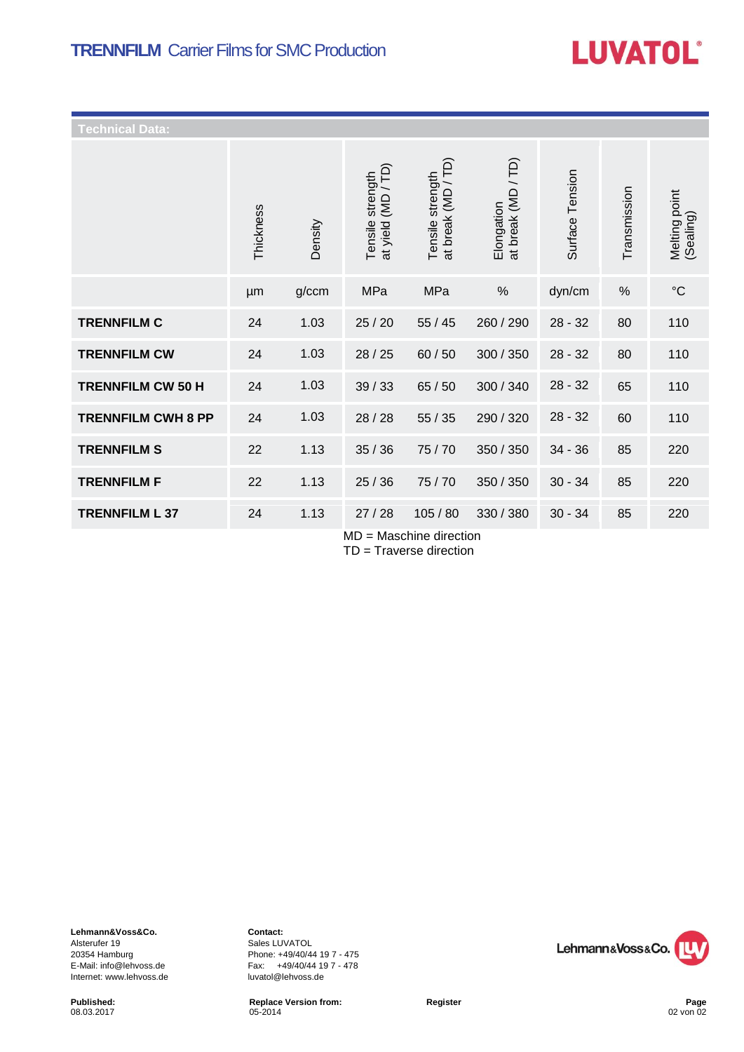# TRENNFILM Carrier Films for SMC Production

LUVATOL®

**Technical Data:**

| | Thickness | Density | Tensile strength at yield (MD / TD) | Tensile strength at break (MD / TD) | Elongation at break (MD / TD) | Surface Tension | Transmission | Melting point (Sealing) |
|---|---|---|---|---|---|---|---|---|
| | µm | g/ccm | MPa | MPa | % | dyn/cm | % | °C |
| **TRENNFILM C** | 24 | 1.03 | 25 / 20 | 55 / 45 | 260 / 290 | 28 - 32 | 80 | 110 |
| **TRENNFILM CW** | 24 | 1.03 | 28 / 25 | 60 / 50 | 300 / 350 | 28 - 32 | 80 | 110 |
| **TRENNFILM CW 50 H** | 24 | 1.03 | 39 / 33 | 65 / 50 | 300 / 340 | 28 - 32 | 65 | 110 |
| **TRENNFILM CWH 8 PP** | 24 | 1.03 | 28 / 28 | 55 / 35 | 290 / 320 | 28 - 32 | 60 | 110 |
| **TRENNFILM S** | 22 | 1.13 | 35 / 36 | 75 / 70 | 350 / 350 | 34 - 36 | 85 | 220 |
| **TRENNFILM F** | 22 | 1.13 | 25 / 36 | 75 / 70 | 350 / 350 | 30 - 34 | 85 | 220 |
| **TRENNFILM L 37** | 24 | 1.13 | 27 / 28 | 105 / 80 | 330 / 380 | 30 - 34 | 85 | 220 |

MD = Maschine direction
TD = Traverse direction

**Lehmann&Voss&Co.**
Alsterufer 19
20354 Hamburg
E-Mail: info@lehvoss.de
Internet: www.lehvoss.de

**Contact:**
Sales LUVATOL
Phone: +49/40/44 19 7 - 475
Fax: +49/40/44 19 7 - 478
luvatol@lehvoss.de

Lehmann&Voss&Co.

**Published:**
08.03.2017

**Replace Version from:**
05-2014

**Register**